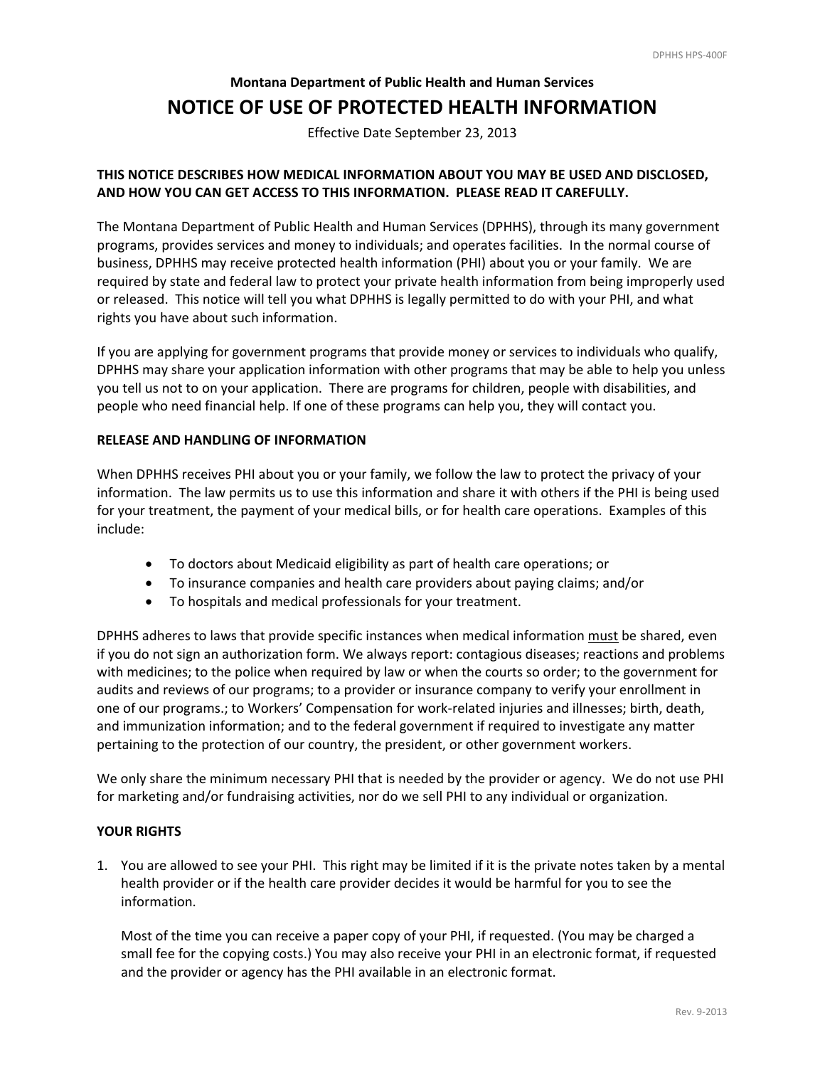**Montana Department of Public Health and Human Services**

# NOTICE OF USE OF PROTECTED HEALTH INFORMATION

Effective Date September 23, 2013

**THIS NOTICE DESCRIBES HOW MEDICAL INFORMATION ABOUT YOU MAY BE USED AND DISCLOSED, AND HOW YOU CAN GET ACCESS TO THIS INFORMATION. PLEASE READ IT CAREFULLY.**

The Montana Department of Public Health and Human Services (DPHHS), through its many government programs, provides services and money to individuals; and operates facilities. In the normal course of business, DPHHS may receive protected health information (PHI) about you or your family. We are required by state and federal law to protect your private health information from being improperly used or released. This notice will tell you what DPHHS is legally permitted to do with your PHI, and what rights you have about such information.

If you are applying for government programs that provide money or services to individuals who qualify, DPHHS may share your application information with other programs that may be able to help you unless you tell us not to on your application. There are programs for children, people with disabilities, and people who need financial help. If one of these programs can help you, they will contact you.

## RELEASE AND HANDLING OF INFORMATION

When DPHHS receives PHI about you or your family, we follow the law to protect the privacy of your information. The law permits us to use this information and share it with others if the PHI is being used for your treatment, the payment of your medical bills, or for health care operations. Examples of this include:

- To doctors about Medicaid eligibility as part of health care operations; or
- To insurance companies and health care providers about paying claims; and/or
- To hospitals and medical professionals for your treatment.

DPHHS adheres to laws that provide specific instances when medical information <u>must</u> be shared, even if you do not sign an authorization form. We always report: contagious diseases; reactions and problems with medicines; to the police when required by law or when the courts so order; to the government for audits and reviews of our programs; to a provider or insurance company to verify your enrollment in one of our programs.; to Workers' Compensation for work-related injuries and illnesses; birth, death, and immunization information; and to the federal government if required to investigate any matter pertaining to the protection of our country, the president, or other government workers.

We only share the minimum necessary PHI that is needed by the provider or agency. We do not use PHI for marketing and/or fundraising activities, nor do we sell PHI to any individual or organization.

## YOUR RIGHTS

1. You are allowed to see your PHI. This right may be limited if it is the private notes taken by a mental health provider or if the health care provider decides it would be harmful for you to see the information.

   Most of the time you can receive a paper copy of your PHI, if requested. (You may be charged a small fee for the copying costs.) You may also receive your PHI in an electronic format, if requested and the provider or agency has the PHI available in an electronic format.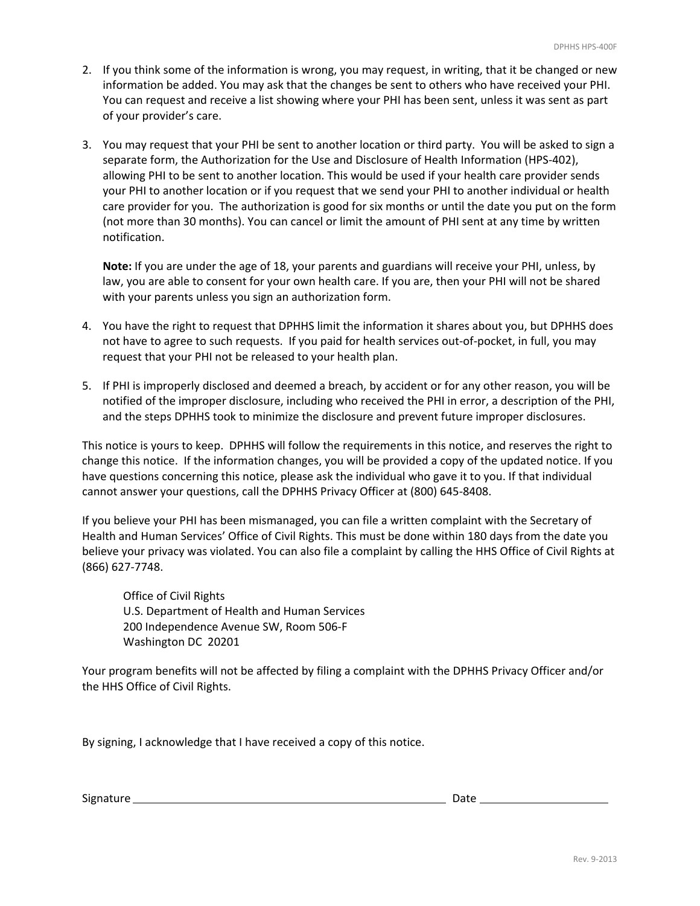2. If you think some of the information is wrong, you may request, in writing, that it be changed or new information be added. You may ask that the changes be sent to others who have received your PHI. You can request and receive a list showing where your PHI has been sent, unless it was sent as part of your provider's care.

3. You may request that your PHI be sent to another location or third party. You will be asked to sign a separate form, the Authorization for the Use and Disclosure of Health Information (HPS-402), allowing PHI to be sent to another location. This would be used if your health care provider sends your PHI to another location or if you request that we send your PHI to another individual or health care provider for you. The authorization is good for six months or until the date you put on the form (not more than 30 months). You can cancel or limit the amount of PHI sent at any time by written notification.

   **Note:** If you are under the age of 18, your parents and guardians will receive your PHI, unless, by law, you are able to consent for your own health care. If you are, then your PHI will not be shared with your parents unless you sign an authorization form.

4. You have the right to request that DPHHS limit the information it shares about you, but DPHHS does not have to agree to such requests. If you paid for health services out-of-pocket, in full, you may request that your PHI not be released to your health plan.

5. If PHI is improperly disclosed and deemed a breach, by accident or for any other reason, you will be notified of the improper disclosure, including who received the PHI in error, a description of the PHI, and the steps DPHHS took to minimize the disclosure and prevent future improper disclosures.

This notice is yours to keep. DPHHS will follow the requirements in this notice, and reserves the right to change this notice. If the information changes, you will be provided a copy of the updated notice. If you have questions concerning this notice, please ask the individual who gave it to you. If that individual cannot answer your questions, call the DPHHS Privacy Officer at (800) 645-8408.

If you believe your PHI has been mismanaged, you can file a written complaint with the Secretary of Health and Human Services' Office of Civil Rights. This must be done within 180 days from the date you believe your privacy was violated. You can also file a complaint by calling the HHS Office of Civil Rights at (866) 627-7748.

> Office of Civil Rights
> U.S. Department of Health and Human Services
> 200 Independence Avenue SW, Room 506-F
> Washington DC 20201

Your program benefits will not be affected by filing a complaint with the DPHHS Privacy Officer and/or the HHS Office of Civil Rights.

By signing, I acknowledge that I have received a copy of this notice.

Signature ______________________________________________ Date ____________________